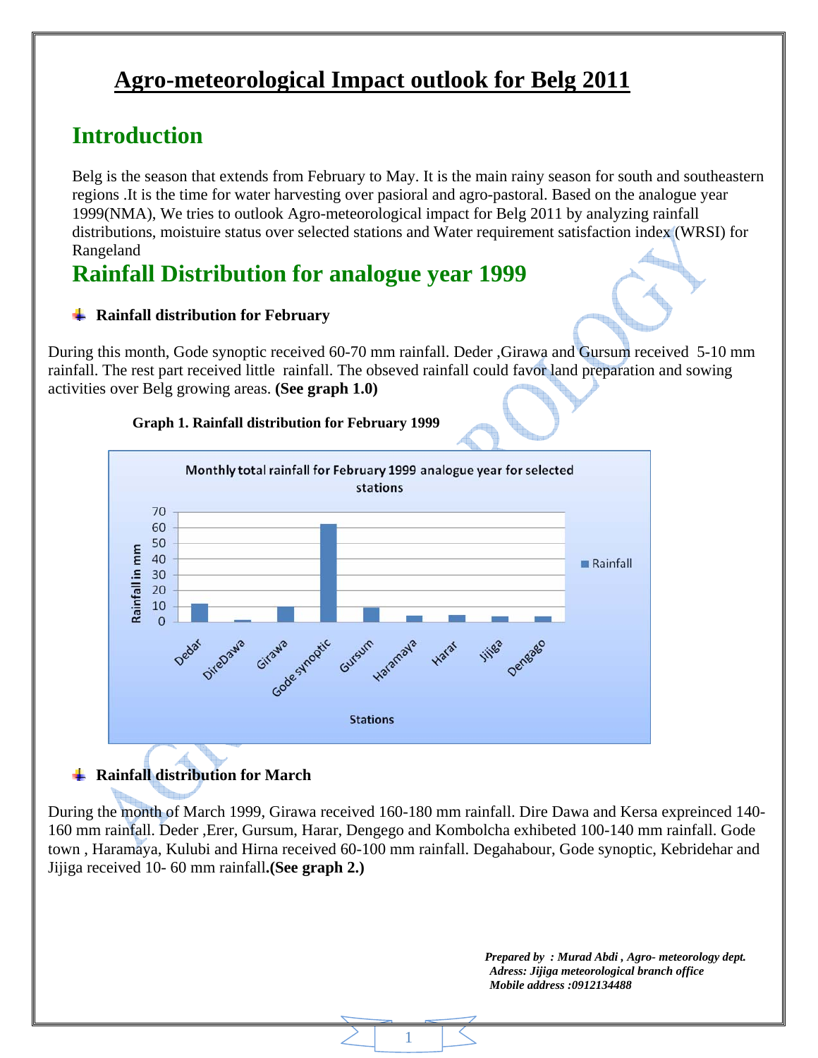# Agro-meteorological Impact outlook for Belg 2011

## Introduction

Belg is the season that extends from February to May. It is the main rainy season for south and southeastern regions .It is the time for water harvesting over pasioral and agro-pastoral. Based on the analogue year 1999(NMA), We tries to outlook Agro-meteorological impact for Belg 2011 by analyzing rainfall distributions, moistuire status over selected stations and Water requirement satisfaction index (WRSI) for Rangeland

## Rainfall Distribution for analogue year 1999

### Rainfall distribution for February

During this month, Gode synoptic received 60-70 mm rainfall. Deder ,Girawa and Gursum received 5-10 mm rainfall. The rest part received little rainfall. The obseved rainfall could favor land preparation and sowing activities over Belg growing areas. **(See graph 1.0)**

**Graph 1. Rainfall distribution for February 1999**

### Rainfall distribution for March

During the month of March 1999, Girawa received 160-180 mm rainfall. Dire Dawa and Kersa expreinced 140-160 mm rainfall. Deder ,Erer, Gursum, Harar, Dengego and Kombolcha exhibeted 100-140 mm rainfall. Gode town , Haramaya, Kulubi and Hirna received 60-100 mm rainfall. Degahabour, Gode synoptic, Kebridehar and Jijiga received 10- 60 mm rainfall**.(See graph 2.)**

*Prepared by : Murad Abdi , Agro- meteorology dept.*
*Adress: Jijiga meteorological branch office*
*Mobile address :0912134488*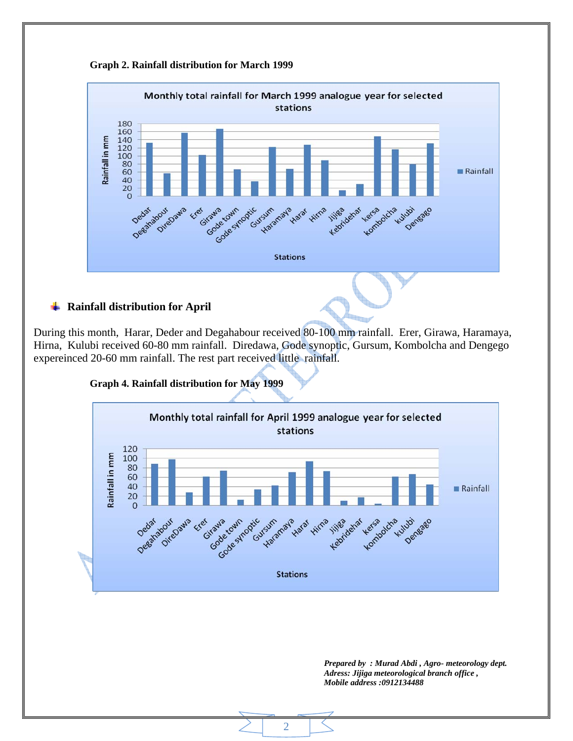**Graph 2. Rainfall distribution for March 1999**

Monthly total rainfall for March 1999 analogue year for selected stations

- **Rainfall**

Rainfall in mm

Stations

Dedar, Degahabour, DireDawa, Erer, Girawa, Gode town, Gode synoptic, Gursum, Haramaya, Harar, Hirna, Jijiga, Kebridehar, kersa, kombolcha, kulubi, Dengago

## Rainfall distribution for April

During this month, Harar, Deder and Degahabour received 80-100 mm rainfall. Erer, Girawa, Haramaya, Hirna, Kulubi received 60-80 mm rainfall. Diredawa, Gode synoptic, Gursum, Kombolcha and Dengego expereinced 20-60 mm rainfall. The rest part received little rainfall.

**Graph 4. Rainfall distribution for May 1999**

Monthly total rainfall for April 1999 analogue year for selected stations

- **Rainfall**

Rainfall in mm

Stations

Dedar, Degahabour, DireDawa, Erer, Girawa, Gode town, Gode synoptic, Gursum, Haramaya, Harar, Hirna, Jijiga, Kebridehar, kersa, kombolcha, kulubi, Dengago

*Prepared by : Murad Abdi , Agro- meteorology dept.*
*Adress: Jijiga meteorological branch office ,*
*Mobile address :0912134488*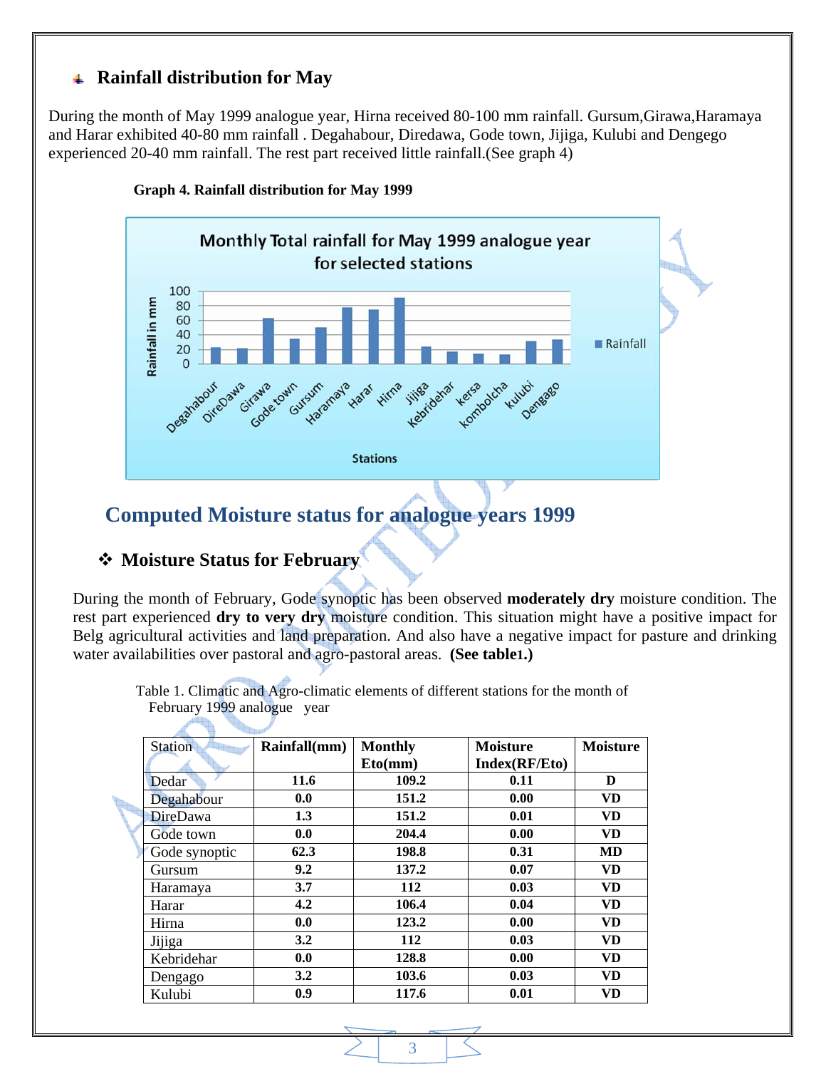## Rainfall distribution for May

During the month of May 1999 analogue year, Hirna received 80-100 mm rainfall. Gursum,Girawa,Haramaya and Harar exhibited 40-80 mm rainfall . Degahabour, Diredawa, Gode town, Jijiga, Kulubi and Dengego experienced 20-40 mm rainfall. The rest part received little rainfall.(See graph 4)

**Graph 4. Rainfall distribution for May 1999**

# Computed Moisture status for analogue years 1999

## Moisture Status for February

During the month of February, Gode synoptic has been observed **moderately dry** moisture condition. The rest part experienced **dry to very dry** moisture condition. This situation might have a positive impact for Belg agricultural activities and land preparation. And also have a negative impact for pasture and drinking water availabilities over pastoral and agro-pastoral areas. **(See table1.)**

Table 1. Climatic and Agro-climatic elements of different stations for the month of February 1999 analogue year

| Station | Rainfall(mm) | Monthly Eto(mm) | Moisture Index(RF/Eto) | Moisture |
|---|---|---|---|---|
| Dedar | **11.6** | **109.2** | **0.11** | **D** |
| Degahabour | **0.0** | **151.2** | **0.00** | **VD** |
| DireDawa | **1.3** | **151.2** | **0.01** | **VD** |
| Gode town | **0.0** | **204.4** | **0.00** | **VD** |
| Gode synoptic | **62.3** | **198.8** | **0.31** | **MD** |
| Gursum | **9.2** | **137.2** | **0.07** | **VD** |
| Haramaya | **3.7** | **112** | **0.03** | **VD** |
| Harar | **4.2** | **106.4** | **0.04** | **VD** |
| Hirna | **0.0** | **123.2** | **0.00** | **VD** |
| Jijiga | **3.2** | **112** | **0.03** | **VD** |
| Kebridehar | **0.0** | **128.8** | **0.00** | **VD** |
| Dengago | **3.2** | **103.6** | **0.03** | **VD** |
| Kulubi | **0.9** | **117.6** | **0.01** | **VD** |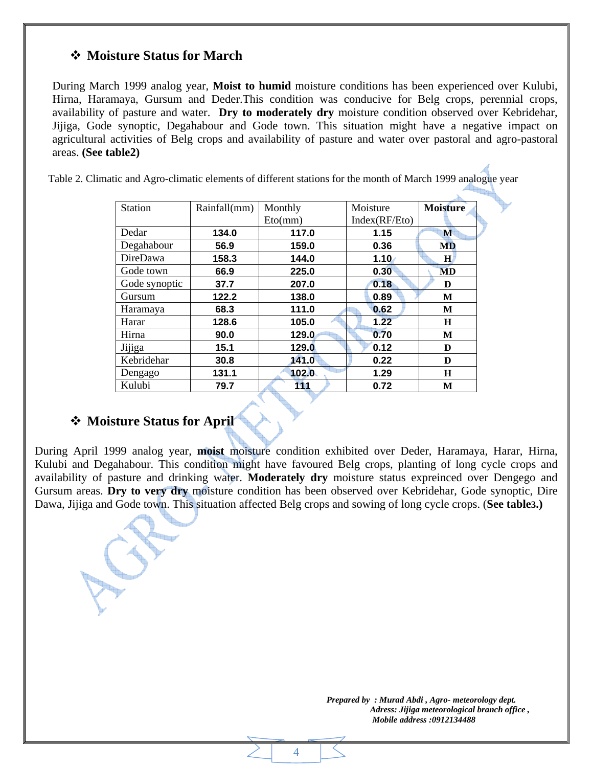## ❖ Moisture Status for March

During March 1999 analog year, **Moist to humid** moisture conditions has been experienced over Kulubi, Hirna, Haramaya, Gursum and Deder.This condition was conducive for Belg crops, perennial crops, availability of pasture and water. **Dry to moderately dry** moisture condition observed over Kebridehar, Jijiga, Gode synoptic, Degahabour and Gode town. This situation might have a negative impact on agricultural activities of Belg crops and availability of pasture and water over pastoral and agro-pastoral areas. **(See table2)**

Table 2. Climatic and Agro-climatic elements of different stations for the month of March 1999 analogue year

| Station | Rainfall(mm) | Monthly Eto(mm) | Moisture Index(RF/Eto) | **Moisture** |
|---|---|---|---|---|
| Dedar | **134.0** | **117.0** | **1.15** | **M** |
| Degahabour | **56.9** | **159.0** | **0.36** | **MD** |
| DireDawa | **158.3** | **144.0** | **1.10** | **H** |
| Gode town | **66.9** | **225.0** | **0.30** | **MD** |
| Gode synoptic | **37.7** | **207.0** | **0.18** | **D** |
| Gursum | **122.2** | **138.0** | **0.89** | **M** |
| Haramaya | **68.3** | **111.0** | **0.62** | **M** |
| Harar | **128.6** | **105.0** | **1.22** | **H** |
| Hirna | **90.0** | **129.0** | **0.70** | **M** |
| Jijiga | **15.1** | **129.0** | **0.12** | **D** |
| Kebridehar | **30.8** | **141.0** | **0.22** | **D** |
| Dengago | **131.1** | **102.0** | **1.29** | **H** |
| Kulubi | **79.7** | **111** | **0.72** | **M** |

## ❖ Moisture Status for April

During April 1999 analog year, **moist** moisture condition exhibited over Deder, Haramaya, Harar, Hirna, Kulubi and Degahabour. This condition might have favoured Belg crops, planting of long cycle crops and availability of pasture and drinking water. **Moderately dry** moisture status expreinced over Dengego and Gursum areas. **Dry to very dry** moisture condition has been observed over Kebridehar, Gode synoptic, Dire Dawa, Jijiga and Gode town. This situation affected Belg crops and sowing of long cycle crops. (**See table3.)**

***Prepared by : Murad Abdi , Agro- meteorology dept.***
***Adress: Jijiga meteorological branch office ,***
***Mobile address :0912134488***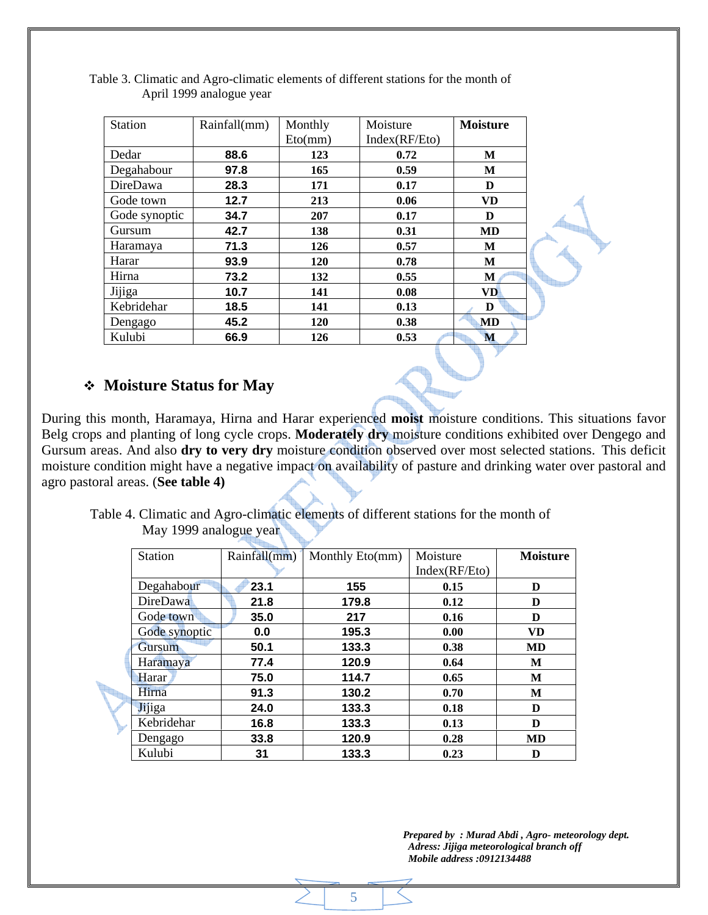Table 3. Climatic and Agro-climatic elements of different stations for the month of April 1999 analogue year

| Station | Rainfall(mm) | Monthly Eto(mm) | Moisture Index(RF/Eto) | **Moisture** |
|---|---|---|---|---|
| Dedar | **88.6** | **123** | **0.72** | **M** |
| Degahabour | **97.8** | **165** | **0.59** | **M** |
| DireDawa | **28.3** | **171** | **0.17** | **D** |
| Gode town | **12.7** | **213** | **0.06** | **VD** |
| Gode synoptic | **34.7** | **207** | **0.17** | **D** |
| Gursum | **42.7** | **138** | **0.31** | **MD** |
| Haramaya | **71.3** | **126** | **0.57** | **M** |
| Harar | **93.9** | **120** | **0.78** | **M** |
| Hirna | **73.2** | **132** | **0.55** | **M** |
| Jijiga | **10.7** | **141** | **0.08** | **VD** |
| Kebridehar | **18.5** | **141** | **0.13** | **D** |
| Dengago | **45.2** | **120** | **0.38** | **MD** |
| Kulubi | **66.9** | **126** | **0.53** | **M** |

## ❖ Moisture Status for May

During this month, Haramaya, Hirna and Harar experienced **moist** moisture conditions. This situations favor Belg crops and planting of long cycle crops. **Moderately dry** moisture conditions exhibited over Dengego and Gursum areas. And also **dry to very dry** moisture condition observed over most selected stations. This deficit moisture condition might have a negative impact on availability of pasture and drinking water over pastoral and agro pastoral areas. (**See table 4)**

Table 4. Climatic and Agro-climatic elements of different stations for the month of May 1999 analogue year

| Station | Rainfall(mm) | Monthly Eto(mm) | Moisture Index(RF/Eto) | **Moisture** |
|---|---|---|---|---|
| Degahabour | **23.1** | **155** | **0.15** | **D** |
| DireDawa | **21.8** | **179.8** | **0.12** | **D** |
| Gode town | **35.0** | **217** | **0.16** | **D** |
| Gode synoptic | **0.0** | **195.3** | **0.00** | **VD** |
| Gursum | **50.1** | **133.3** | **0.38** | **MD** |
| Haramaya | **77.4** | **120.9** | **0.64** | **M** |
| Harar | **75.0** | **114.7** | **0.65** | **M** |
| Hirna | **91.3** | **130.2** | **0.70** | **M** |
| Jijiga | **24.0** | **133.3** | **0.18** | **D** |
| Kebridehar | **16.8** | **133.3** | **0.13** | **D** |
| Dengago | **33.8** | **120.9** | **0.28** | **MD** |
| Kulubi | **31** | **133.3** | **0.23** | **D** |

***Prepared by : Murad Abdi , Agro- meteorology dept.***
***Adress: Jijiga meteorological branch off***
***Mobile address :0912134488***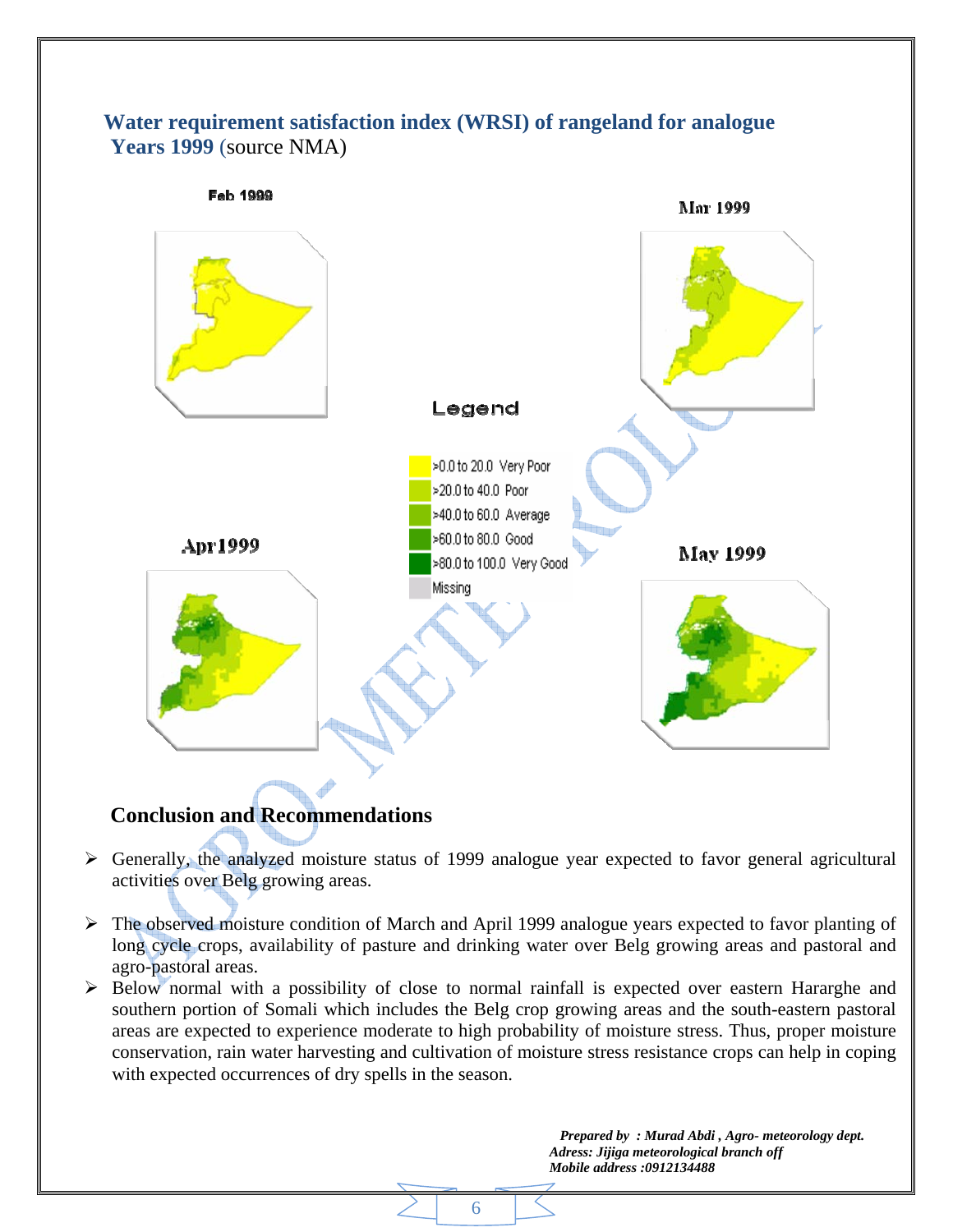## Water requirement satisfaction index (WRSI) of rangeland for analogue Years 1999 (source NMA)

Feb 1999

Mar 1999

Legend

- >0.0 to 20.0 Very Poor
- >20.0 to 40.0 Poor
- >40.0 to 60.0 Average
- >60.0 to 80.0 Good
- >80.0 to 100.0 Very Good
- Missing

Apr1999

May 1999

## Conclusion and Recommendations

- Generally, the analyzed moisture status of 1999 analogue year expected to favor general agricultural activities over Belg growing areas.
- The observed moisture condition of March and April 1999 analogue years expected to favor planting of long cycle crops, availability of pasture and drinking water over Belg growing areas and pastoral and agro-pastoral areas.
- Below normal with a possibility of close to normal rainfall is expected over eastern Hararghe and southern portion of Somali which includes the Belg crop growing areas and the south-eastern pastoral areas are expected to experience moderate to high probability of moisture stress. Thus, proper moisture conservation, rain water harvesting and cultivation of moisture stress resistance crops can help in coping with expected occurrences of dry spells in the season.

***Prepared by : Murad Abdi , Agro- meteorology dept.***
***Adress: Jijiga meteorological branch off***
***Mobile address :0912134488***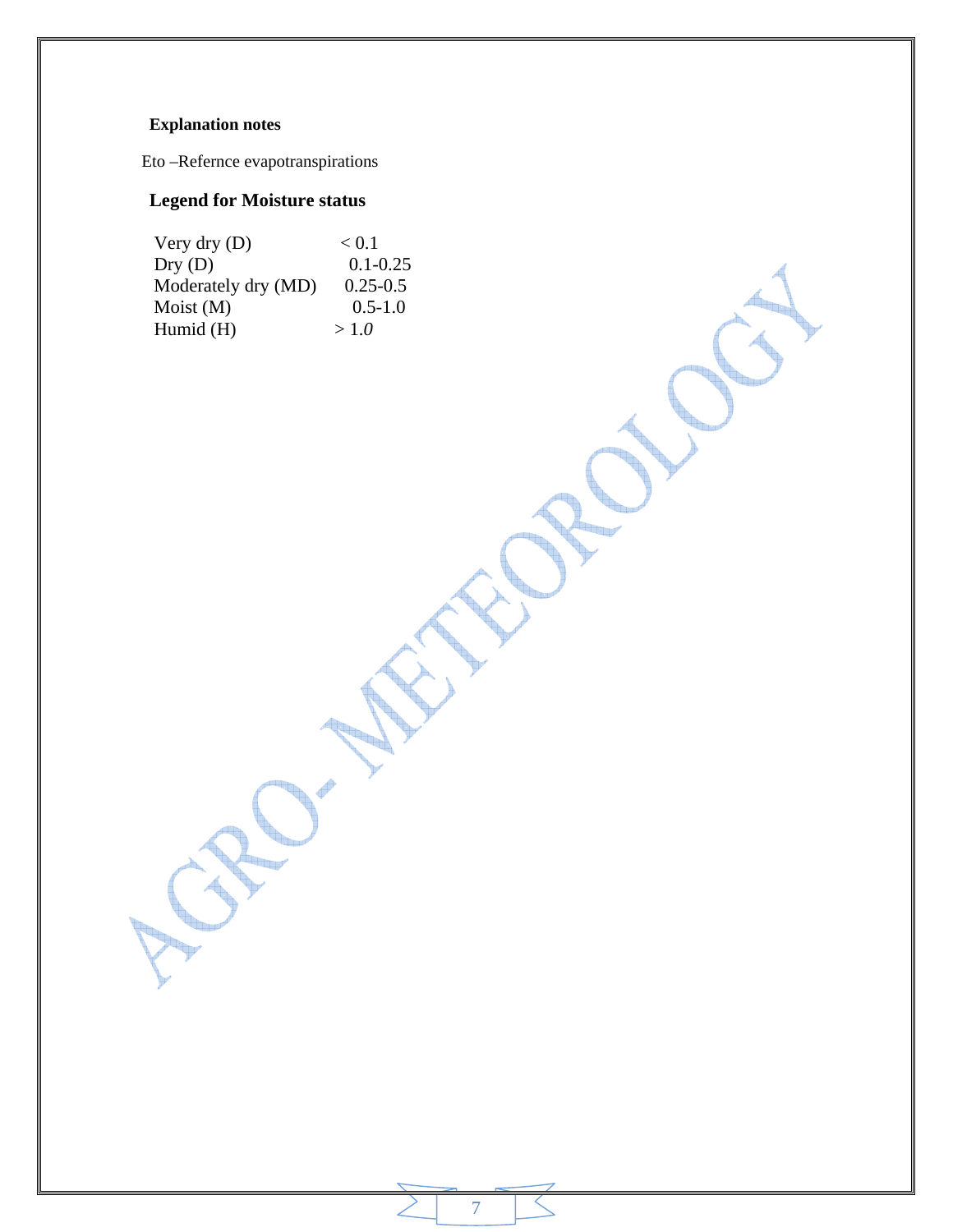**Explanation notes**

Eto –Refernce evapotranspirations

**Legend for Moisture status**

| | |
|---|---|
| Very dry (D) | < 0.1 |
| Dry (D) | 0.1-0.25 |
| Moderately dry (MD) | 0.25-0.5 |
| Moist (M) | 0.5-1.0 |
| Humid (H) | > 1.*0* |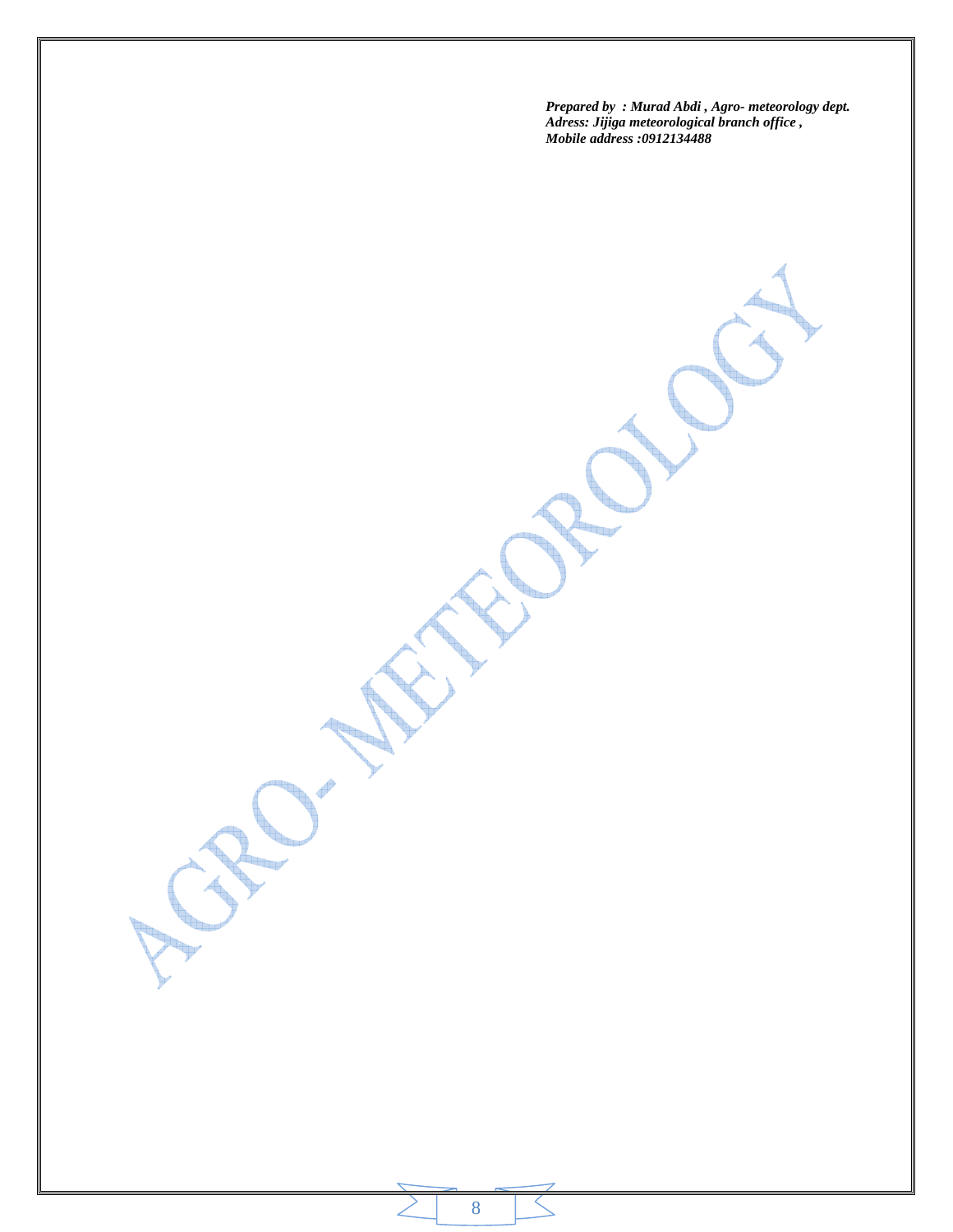***Prepared by : Murad Abdi , Agro- meteorology dept.***
***Adress: Jijiga meteorological branch office ,***
***Mobile address :0912134488***